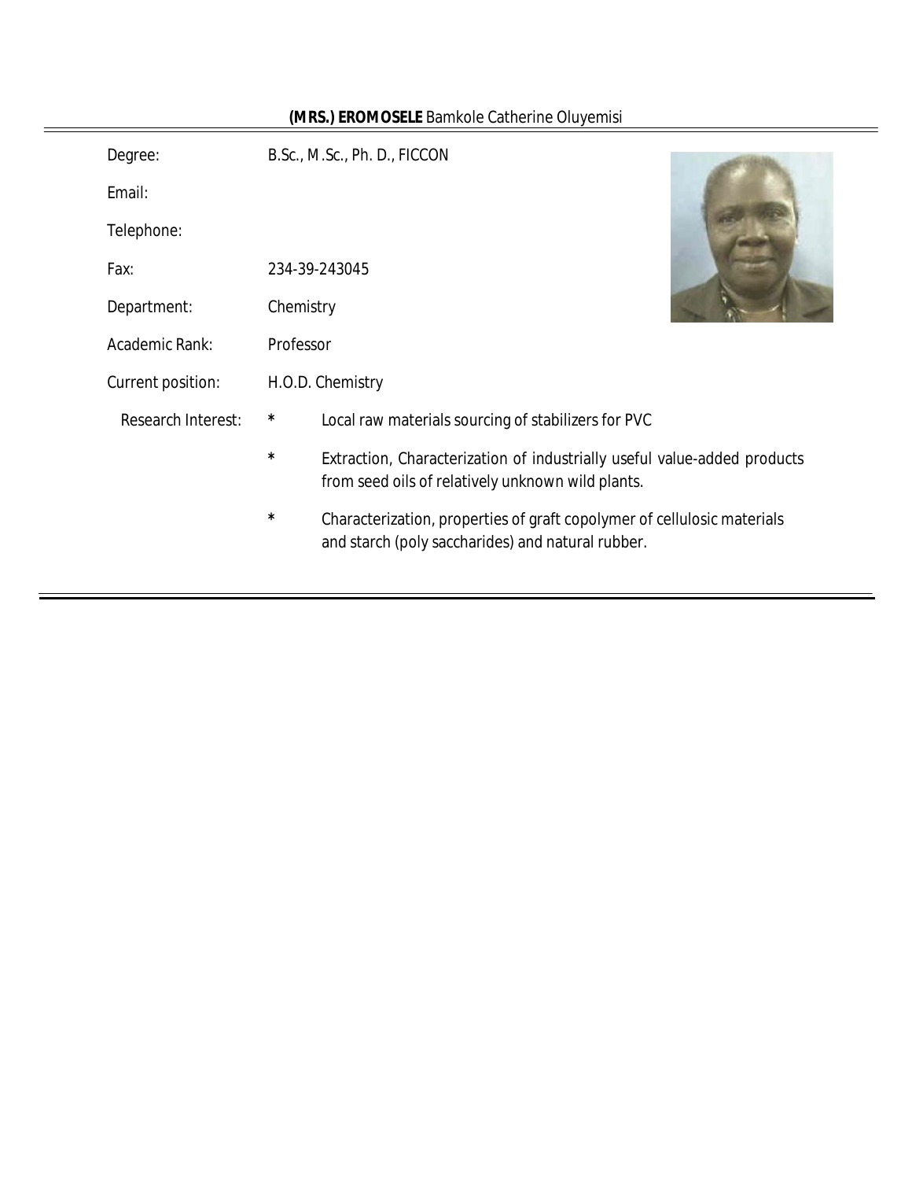**(MRS.) EROMOSELE** Bamkole Catherine Oluyemisi

| | |
|---|---|
| Degree: | B.Sc., M.Sc., Ph. D., FICCON |
| Email: | |
| Telephone: | |
| Fax: | 234-39-243045 |
| Department: | Chemistry |
| Academic Rank: | Professor |
| Current position: | H.O.D. Chemistry |

Research Interest:

* Local raw materials sourcing of stabilizers for PVC
* Extraction, Characterization of industrially useful value-added products from seed oils of relatively unknown wild plants.
* Characterization, properties of graft copolymer of cellulosic materials and starch (poly saccharides) and natural rubber.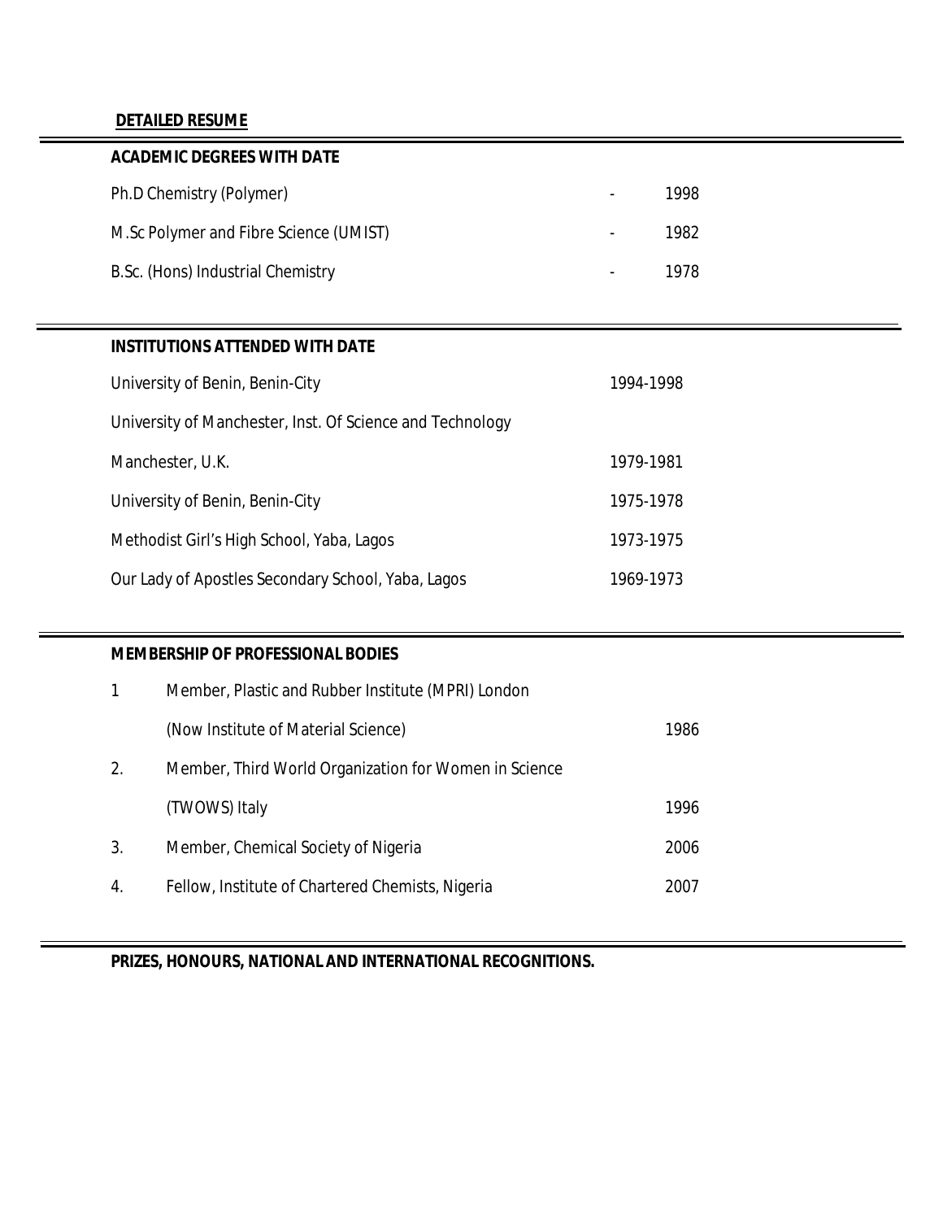## DETAILED RESUME

### ACADEMIC DEGREES WITH DATE

| Degree | | Date |
|---|---|---|
| Ph.D Chemistry (Polymer) | - | 1998 |
| M.Sc Polymer and Fibre Science (UMIST) | - | 1982 |
| B.Sc. (Hons) Industrial Chemistry | - | 1978 |

### INSTITUTIONS ATTENDED WITH DATE

| Institution | Date |
|---|---|
| University of Benin, Benin-City | 1994-1998 |
| University of Manchester, Inst. Of Science and Technology Manchester, U.K. | 1979-1981 |
| University of Benin, Benin-City | 1975-1978 |
| Methodist Girl's High School, Yaba, Lagos | 1973-1975 |
| Our Lady of Apostles Secondary School, Yaba, Lagos | 1969-1973 |

### MEMBERSHIP OF PROFESSIONAL BODIES

| No. | Membership | Year |
|---|---|---|
| 1 | Member, Plastic and Rubber Institute (MPRI) London (Now Institute of Material Science) | 1986 |
| 2. | Member, Third World Organization for Women in Science (TWOWS) Italy | 1996 |
| 3. | Member, Chemical Society of Nigeria | 2006 |
| 4. | Fellow, Institute of Chartered Chemists, Nigeria | 2007 |

### PRIZES, HONOURS, NATIONAL AND INTERNATIONAL RECOGNITIONS.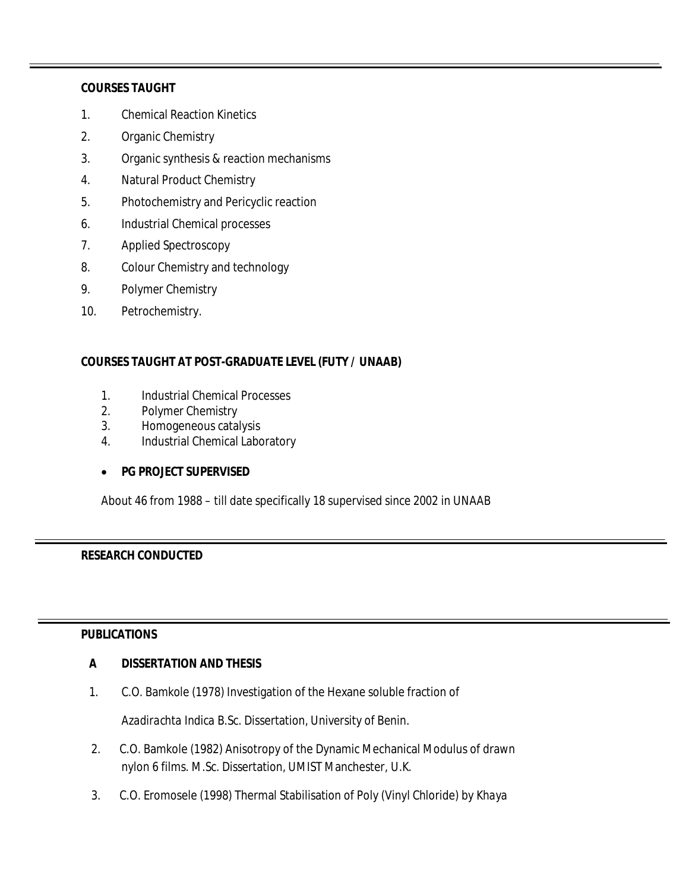## COURSES TAUGHT

1. Chemical Reaction Kinetics
2. Organic Chemistry
3. Organic synthesis & reaction mechanisms
4. Natural Product Chemistry
5. Photochemistry and Pericyclic reaction
6. Industrial Chemical processes
7. Applied Spectroscopy
8. Colour Chemistry and technology
9. Polymer Chemistry
10. Petrochemistry.

## COURSES TAUGHT AT POST-GRADUATE LEVEL (FUTY / UNAAB)

1. Industrial Chemical Processes
2. Polymer Chemistry
3. Homogeneous catalysis
4. Industrial Chemical Laboratory

- **PG PROJECT SUPERVISED**

About 46 from 1988 – till date specifically 18 supervised since 2002 in UNAAB

## RESEARCH CONDUCTED

## PUBLICATIONS

### A DISSERTATION AND THESIS

1. C.O. Bamkole (1978) Investigation of the Hexane soluble fraction of *Azadirachta Indica* B.Sc. Dissertation, University of Benin.
2. C.O. Bamkole (1982) Anisotropy of the Dynamic Mechanical Modulus of drawn nylon 6 films. M.Sc. Dissertation, UMIST Manchester, U.K.
3. C.O. Eromosele (1998) Thermal Stabilisation of Poly (Vinyl Chloride) by Khaya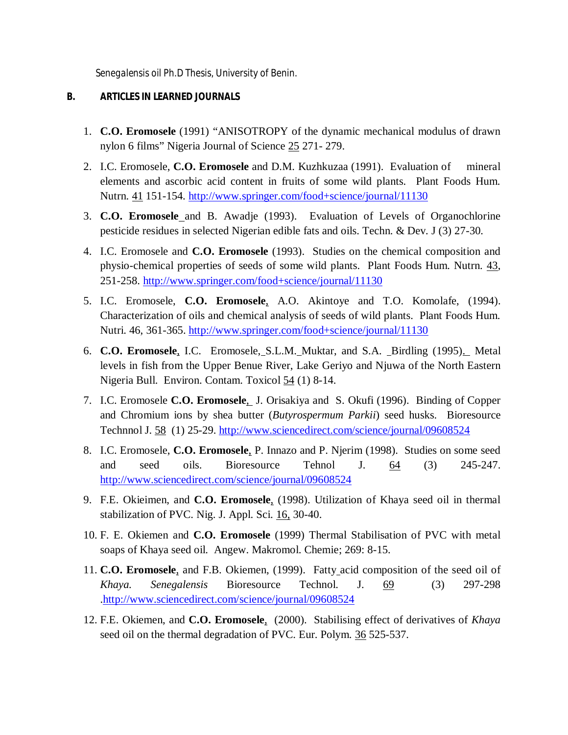Senegalensis oil Ph.D Thesis, University of Benin.

## B. ARTICLES IN LEARNED JOURNALS

1. **C.O. Eromosele** (1991) "ANISOTROPY of the dynamic mechanical modulus of drawn nylon 6 films" Nigeria Journal of Science 25 271- 279.
2. I.C. Eromosele, **C.O. Eromosele** and D.M. Kuzhkuzaa (1991). Evaluation of mineral elements and ascorbic acid content in fruits of some wild plants. Plant Foods Hum. Nutrn. 41 151-154. http://www.springer.com/food+science/journal/11130
3. **C.O. Eromosele** and B. Awadje (1993). Evaluation of Levels of Organochlorine pesticide residues in selected Nigerian edible fats and oils. Techn. & Dev. J (3) 27-30.
4. I.C. Eromosele and **C.O. Eromosele** (1993). Studies on the chemical composition and physio-chemical properties of seeds of some wild plants. Plant Foods Hum. Nutrn. 43, 251-258. http://www.springer.com/food+science/journal/11130
5. I.C. Eromosele, **C.O. Eromosele**, A.O. Akintoye and T.O. Komolafe, (1994). Characterization of oils and chemical analysis of seeds of wild plants. Plant Foods Hum. Nutri. 46, 361-365. http://www.springer.com/food+science/journal/11130
6. **C.O. Eromosele**, I.C. Eromosele, S.L.M. Muktar, and S.A. Birdling (1995). Metal levels in fish from the Upper Benue River, Lake Geriyo and Njuwa of the North Eastern Nigeria Bull. Environ. Contam. Toxicol 54 (1) 8-14.
7. I.C. Eromosele **C.O. Eromosele**, J. Orisakiya and S. Okufi (1996). Binding of Copper and Chromium ions by shea butter (*Butyrospermum Parkii*) seed husks. Bioresource Technnol J. 58 (1) 25-29. http://www.sciencedirect.com/science/journal/09608524
8. I.C. Eromosele, **C.O. Eromosele**, P. Innazo and P. Njerim (1998). Studies on some seed and seed oils. Bioresource Tehnol J. 64 (3) 245-247. http://www.sciencedirect.com/science/journal/09608524
9. F.E. Okieimen, and **C.O. Eromosele**, (1998). Utilization of Khaya seed oil in thermal stabilization of PVC. Nig. J. Appl. Sci. 16, 30-40.
10. F. E. Okiemen and **C.O. Eromosele** (1999) Thermal Stabilisation of PVC with metal soaps of Khaya seed oil. Angew. Makromol. Chemie; 269: 8-15.
11. **C.O. Eromosele**, and F.B. Okiemen, (1999). Fatty acid composition of the seed oil of *Khaya. Senegalensis* Bioresource Technol. J. 69 (3) 297-298 .http://www.sciencedirect.com/science/journal/09608524
12. F.E. Okiemen, and **C.O. Eromosele**, (2000). Stabilising effect of derivatives of *Khaya* seed oil on the thermal degradation of PVC. Eur. Polym. 36 525-537.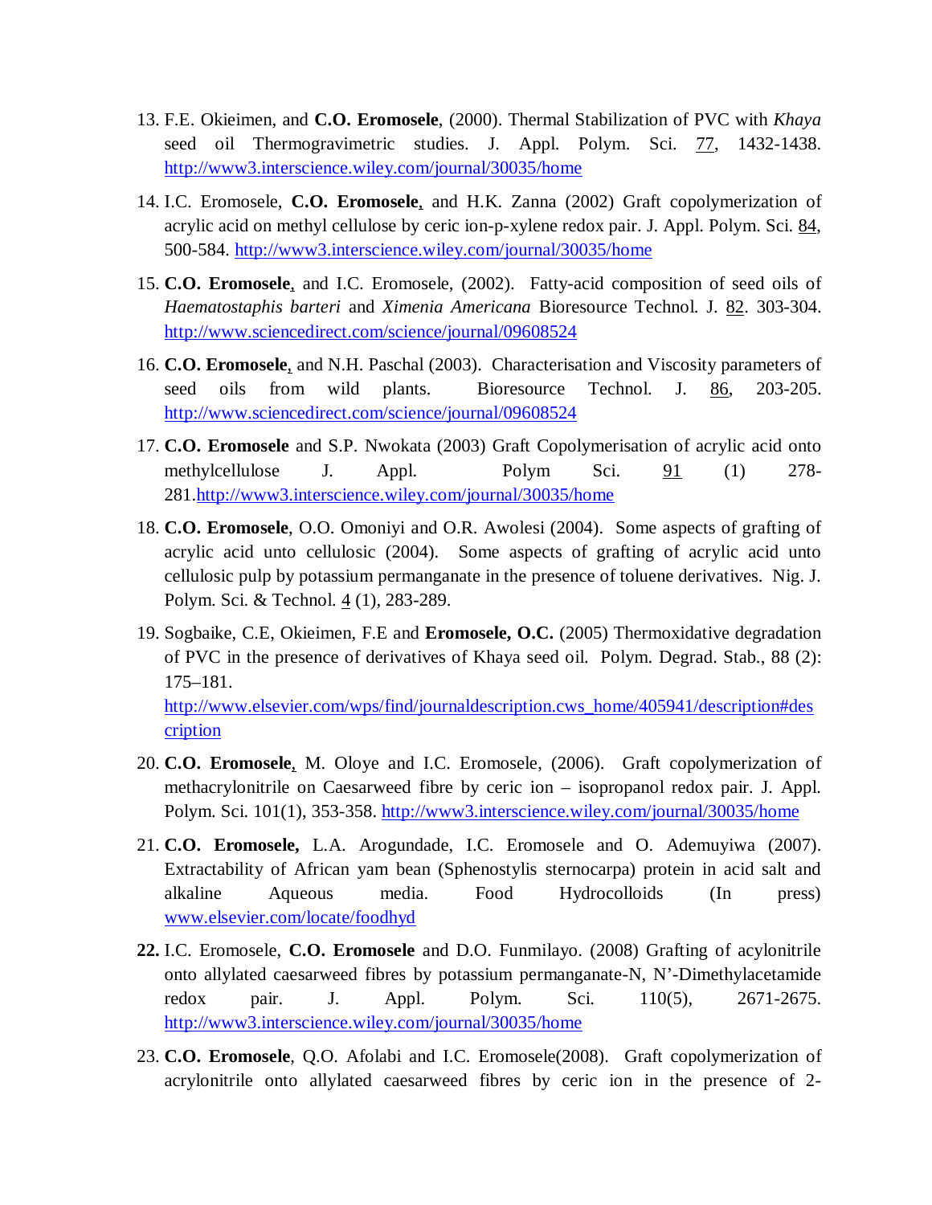13. F.E. Okieimen, and **C.O. Eromosele**, (2000). Thermal Stabilization of PVC with *Khaya* seed oil Thermogravimetric studies. J. Appl. Polym. Sci. 77, 1432-1438. http://www3.interscience.wiley.com/journal/30035/home

14. I.C. Eromosele, **C.O. Eromosele**, and H.K. Zanna (2002) Graft copolymerization of acrylic acid on methyl cellulose by ceric ion-p-xylene redox pair. J. Appl. Polym. Sci. 84, 500-584. http://www3.interscience.wiley.com/journal/30035/home

15. **C.O. Eromosele**, and I.C. Eromosele, (2002). Fatty-acid composition of seed oils of *Haematostaphis barteri* and *Ximenia Americana* Bioresource Technol. J. 82. 303-304. http://www.sciencedirect.com/science/journal/09608524

16. **C.O. Eromosele**, and N.H. Paschal (2003). Characterisation and Viscosity parameters of seed oils from wild plants. Bioresource Technol. J. 86, 203-205. http://www.sciencedirect.com/science/journal/09608524

17. **C.O. Eromosele** and S.P. Nwokata (2003) Graft Copolymerisation of acrylic acid onto methylcellulose J. Appl. Polym Sci. 91 (1) 278-281.http://www3.interscience.wiley.com/journal/30035/home

18. **C.O. Eromosele**, O.O. Omoniyi and O.R. Awolesi (2004). Some aspects of grafting of acrylic acid unto cellulosic (2004). Some aspects of grafting of acrylic acid unto cellulosic pulp by potassium permanganate in the presence of toluene derivatives. Nig. J. Polym. Sci. & Technol. 4 (1), 283-289.

19. Sogbaike, C.E, Okieimen, F.E and **Eromosele, O.C.** (2005) Thermoxidative degradation of PVC in the presence of derivatives of Khaya seed oil. Polym. Degrad. Stab., 88 (2): 175–181. http://www.elsevier.com/wps/find/journaldescription.cws_home/405941/description#description

20. **C.O. Eromosele**, M. Oloye and I.C. Eromosele, (2006). Graft copolymerization of methacrylonitrile on Caesarweed fibre by ceric ion – isopropanol redox pair. J. Appl. Polym. Sci. 101(1), 353-358. http://www3.interscience.wiley.com/journal/30035/home

21. **C.O. Eromosele,** L.A. Arogundade, I.C. Eromosele and O. Ademuyiwa (2007). Extractability of African yam bean (Sphenostylis sternocarpa) protein in acid salt and alkaline Aqueous media. Food Hydrocolloids (In press) www.elsevier.com/locate/foodhyd

22. I.C. Eromosele, **C.O. Eromosele** and D.O. Funmilayo. (2008) Grafting of acylonitrile onto allylated caesarweed fibres by potassium permanganate-N, N'-Dimethylacetamide redox pair. J. Appl. Polym. Sci. 110(5), 2671-2675. http://www3.interscience.wiley.com/journal/30035/home

23. **C.O. Eromosele**, Q.O. Afolabi and I.C. Eromosele(2008). Graft copolymerization of acrylonitrile onto allylated caesarweed fibres by ceric ion in the presence of 2-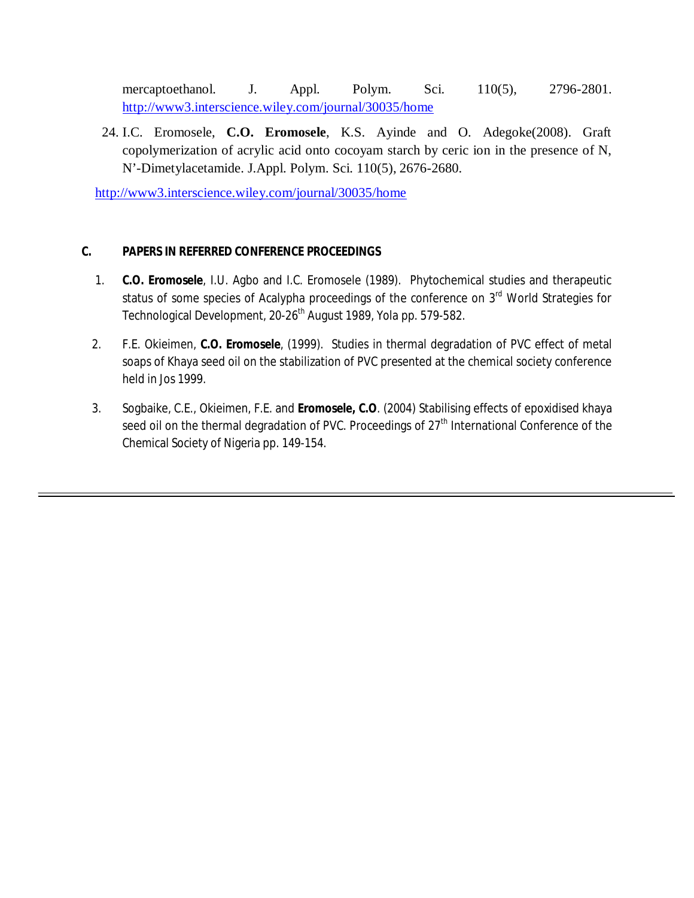mercaptoethanol. J. Appl. Polym. Sci. 110(5), 2796-2801. http://www3.interscience.wiley.com/journal/30035/home

24. I.C. Eromosele, **C.O. Eromosele**, K.S. Ayinde and O. Adegoke(2008). Graft copolymerization of acrylic acid onto cocoyam starch by ceric ion in the presence of N, N'-Dimetylacetamide. J.Appl. Polym. Sci. 110(5), 2676-2680.

http://www3.interscience.wiley.com/journal/30035/home

## C. PAPERS IN REFERRED CONFERENCE PROCEEDINGS

1. **C.O. Eromosele**, I.U. Agbo and I.C. Eromosele (1989). Phytochemical studies and therapeutic status of some species of Acalypha proceedings of the conference on 3rd World Strategies for Technological Development, 20-26th August 1989, Yola pp. 579-582.

2. F.E. Okieimen, **C.O. Eromosele**, (1999). Studies in thermal degradation of PVC effect of metal soaps of Khaya seed oil on the stabilization of PVC presented at the chemical society conference held in Jos 1999.

3. Sogbaike, C.E., Okieimen, F.E. and **Eromosele, C.O**. (2004) Stabilising effects of epoxidised khaya seed oil on the thermal degradation of PVC. Proceedings of 27th International Conference of the Chemical Society of Nigeria pp. 149-154.